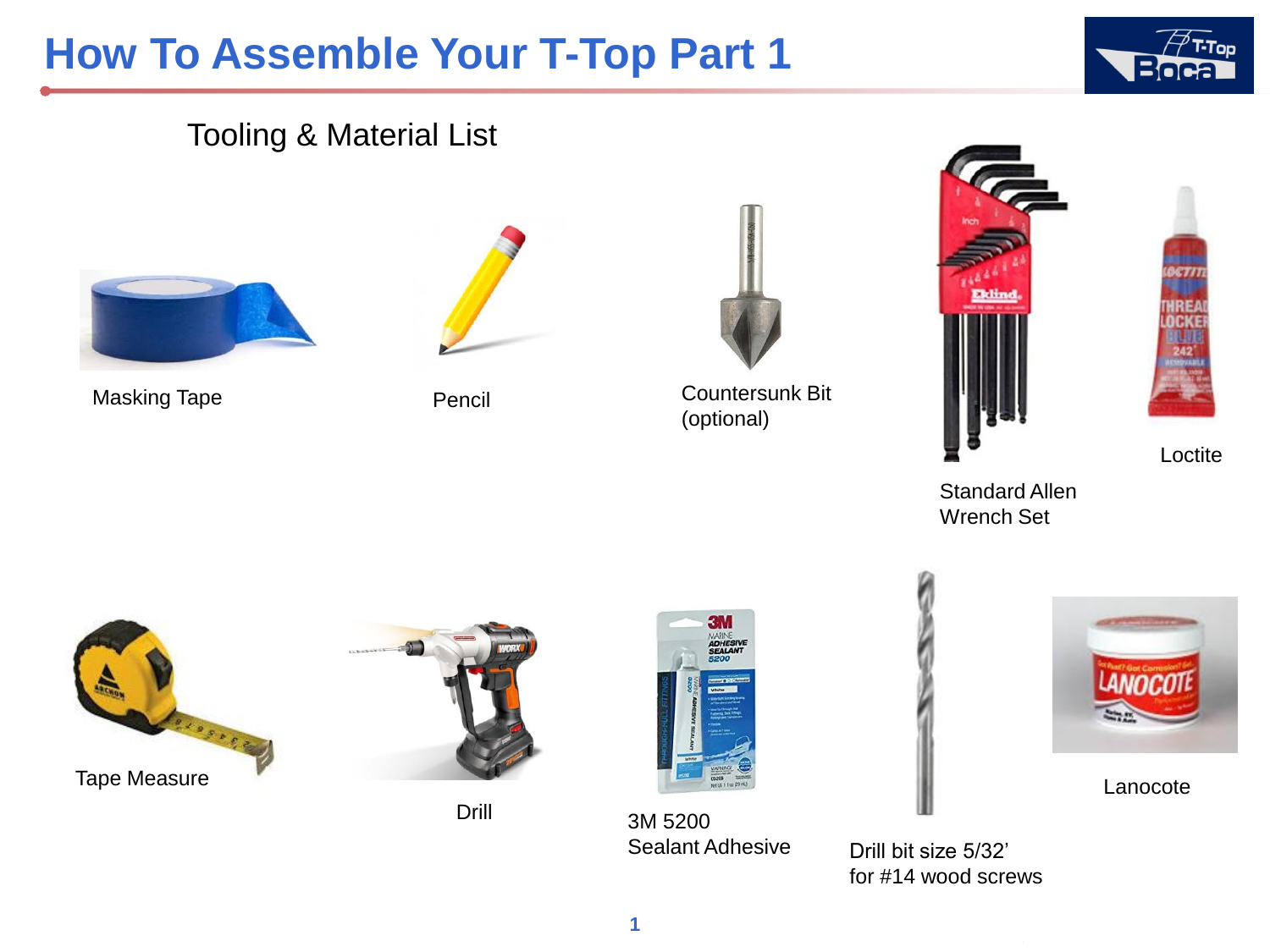# How To Assemble Your T-Top Part 1

## Tooling & Material List

- Masking Tape
- Pencil
- Countersunk Bit (optional)
- Standard Allen Wrench Set
- Loctite
- Tape Measure
- Drill
- 3M 5200 Sealant Adhesive
- Drill bit size 5/32' for #14 wood screws
- Lanocote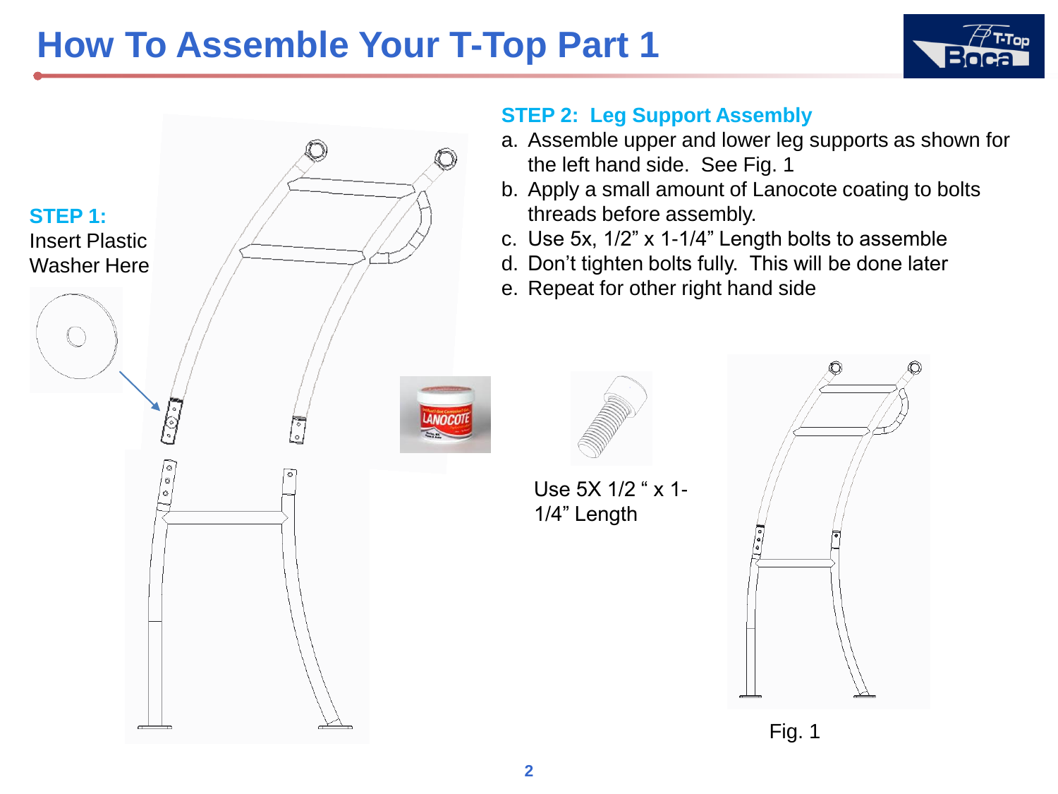# How To Assemble Your T-Top Part 1

**STEP 1:**
Insert Plastic Washer Here

**STEP 2: Leg Support Assembly**

a. Assemble upper and lower leg supports as shown for the left hand side. See Fig. 1
b. Apply a small amount of Lanocote coating to bolts threads before assembly.
c. Use 5x, 1/2" x 1-1/4" Length bolts to assemble
d. Don't tighten bolts fully. This will be done later
e. Repeat for other right hand side

Use 5X 1/2 " x 1-1/4" Length

Fig. 1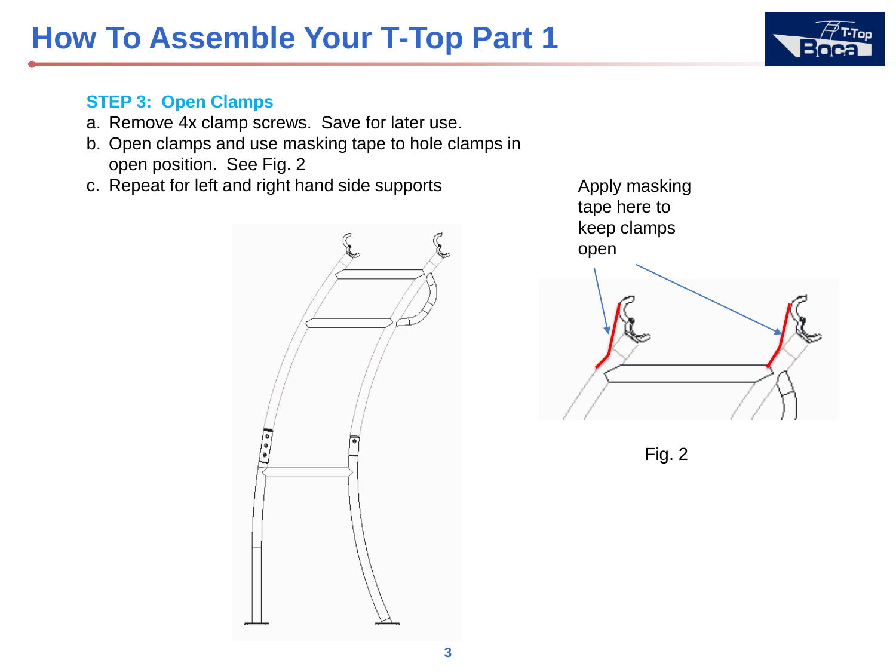# How To Assemble Your T-Top Part 1

### STEP 3: Open Clamps

a. Remove 4x clamp screws. Save for later use.
b. Open clamps and use masking tape to hole clamps in open position. See Fig. 2
c. Repeat for left and right hand side supports

Apply masking tape here to keep clamps open

Fig. 2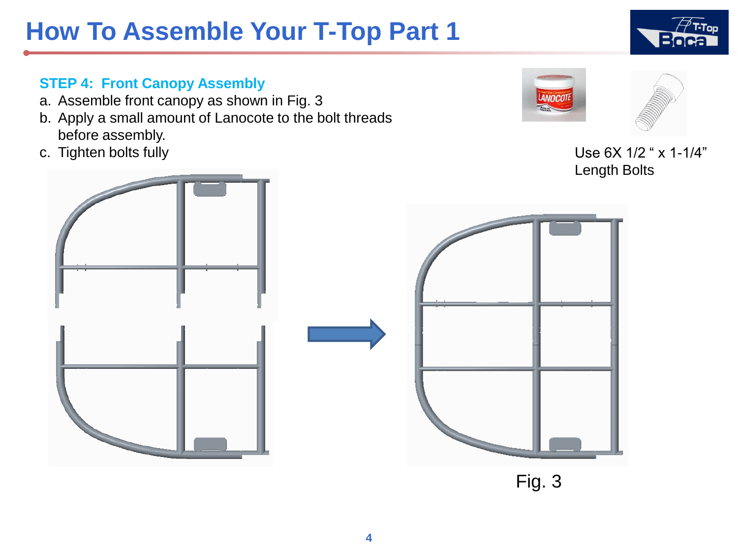# How To Assemble Your T-Top Part 1

### STEP 4: Front Canopy Assembly

a. Assemble front canopy as shown in Fig. 3
b. Apply a small amount of Lanocote to the bolt threads before assembly.
c. Tighten bolts fully

Use 6X 1/2 " x 1-1/4" Length Bolts

Fig. 3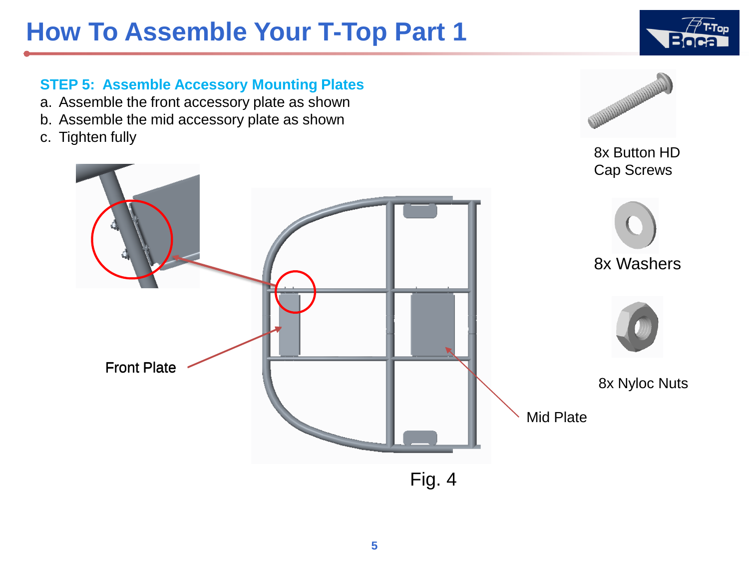# How To Assemble Your T-Top Part 1

### STEP 5: Assemble Accessory Mounting Plates

a. Assemble the front accessory plate as shown
b. Assemble the mid accessory plate as shown
c. Tighten fully

8x Button HD Cap Screws

8x Washers

8x Nyloc Nuts

Front Plate

Mid Plate

Fig. 4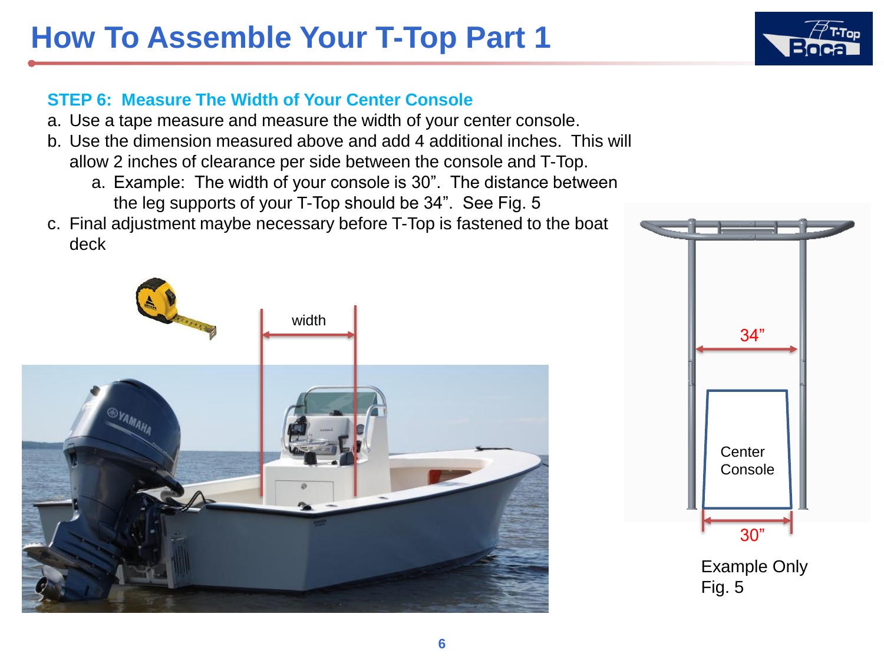# How To Assemble Your T-Top Part 1

### STEP 6: Measure The Width of Your Center Console

a. Use a tape measure and measure the width of your center console.

b. Use the dimension measured above and add 4 additional inches. This will allow 2 inches of clearance per side between the console and T-Top.

   a. Example: The width of your console is 30”. The distance between the leg supports of your T-Top should be 34”. See Fig. 5

c. Final adjustment maybe necessary before T-Top is fastened to the boat deck

Example Only
Fig. 5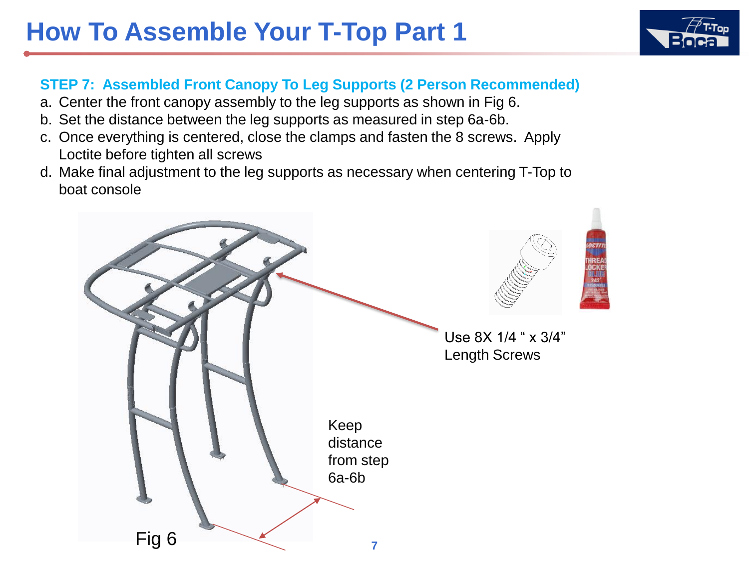# How To Assemble Your T-Top Part 1

### STEP 7: Assembled Front Canopy To Leg Supports (2 Person Recommended)

a. Center the front canopy assembly to the leg supports as shown in Fig 6.
b. Set the distance between the leg supports as measured in step 6a-6b.
c. Once everything is centered, close the clamps and fasten the 8 screws. Apply Loctite before tighten all screws
d. Make final adjustment to the leg supports as necessary when centering T-Top to boat console

Use 8X 1/4 " x 3/4" Length Screws

Keep distance from step 6a-6b

Fig 6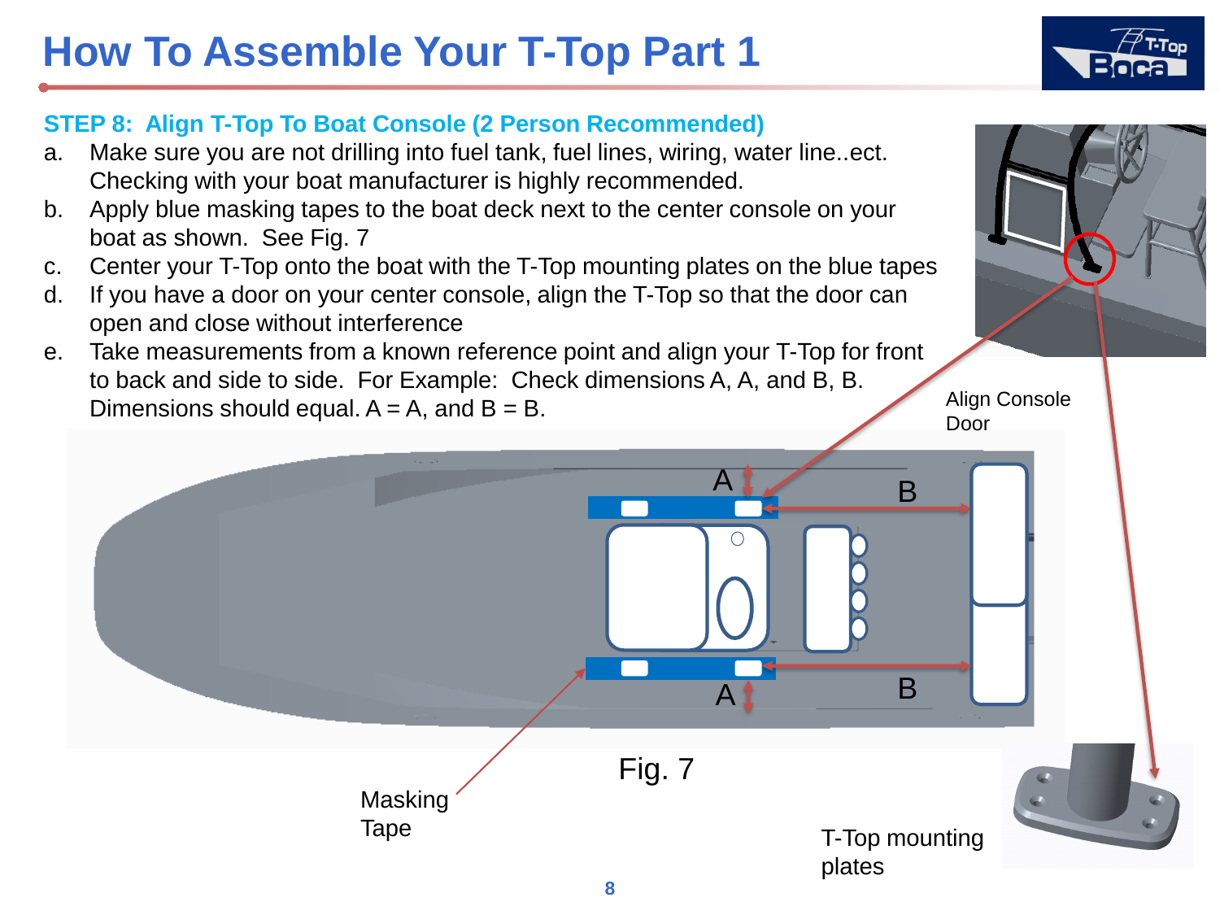# How To Assemble Your T-Top Part 1

### STEP 8: Align T-Top To Boat Console (2 Person Recommended)

a. Make sure you are not drilling into fuel tank, fuel lines, wiring, water line..ect. Checking with your boat manufacturer is highly recommended.

b. Apply blue masking tapes to the boat deck next to the center console on your boat as shown. See Fig. 7

c. Center your T-Top onto the boat with the T-Top mounting plates on the blue tapes

d. If you have a door on your center console, align the T-Top so that the door can open and close without interference

e. Take measurements from a known reference point and align your T-Top for front to back and side to side. For Example: Check dimensions A, A, and B, B. Dimensions should equal. A = A, and B = B.

Align Console Door

A

B

A

B

Fig. 7

Masking Tape

T-Top mounting plates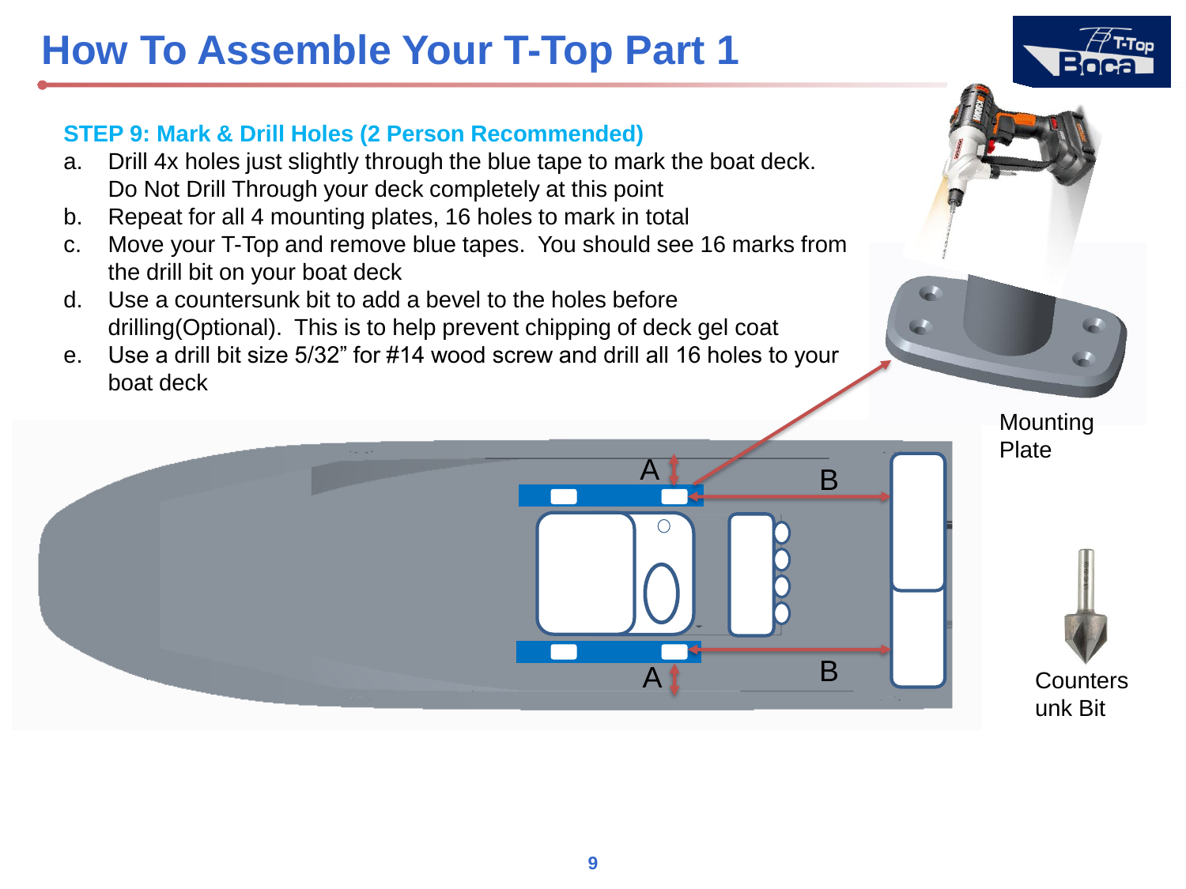# How To Assemble Your T-Top Part 1

### STEP 9: Mark & Drill Holes (2 Person Recommended)

a. Drill 4x holes just slightly through the blue tape to mark the boat deck. Do Not Drill Through your deck completely at this point
b. Repeat for all 4 mounting plates, 16 holes to mark in total
c. Move your T-Top and remove blue tapes. You should see 16 marks from the drill bit on your boat deck
d. Use a countersunk bit to add a bevel to the holes before drilling(Optional). This is to help prevent chipping of deck gel coat
e. Use a drill bit size 5/32" for #14 wood screw and drill all 16 holes to your boat deck

A B

A B

Mounting Plate

Countersunk Bit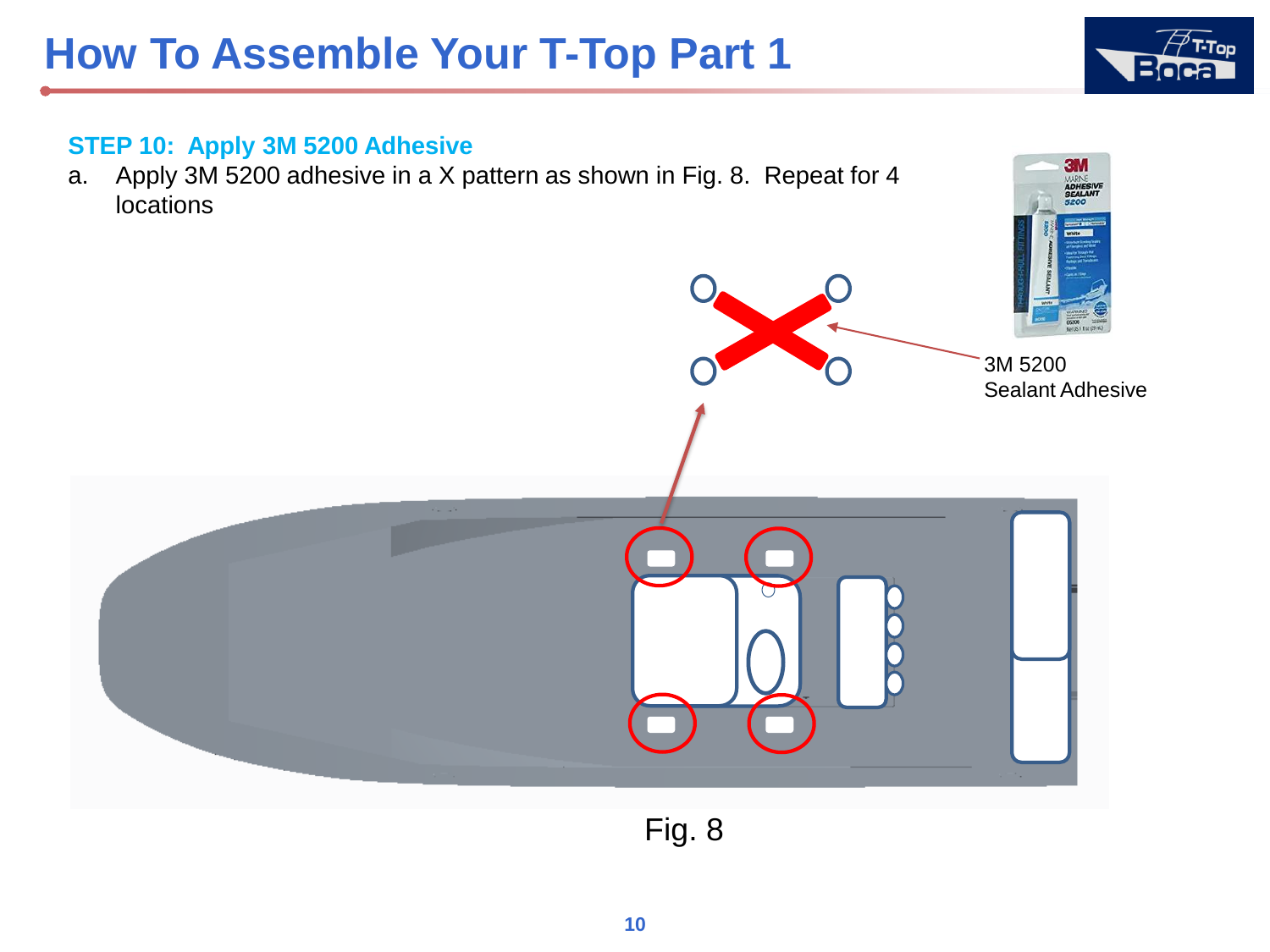# How To Assemble Your T-Top Part 1

**STEP 10: Apply 3M 5200 Adhesive**

a. Apply 3M 5200 adhesive in a X pattern as shown in Fig. 8. Repeat for 4 locations

3M 5200 Sealant Adhesive

Fig. 8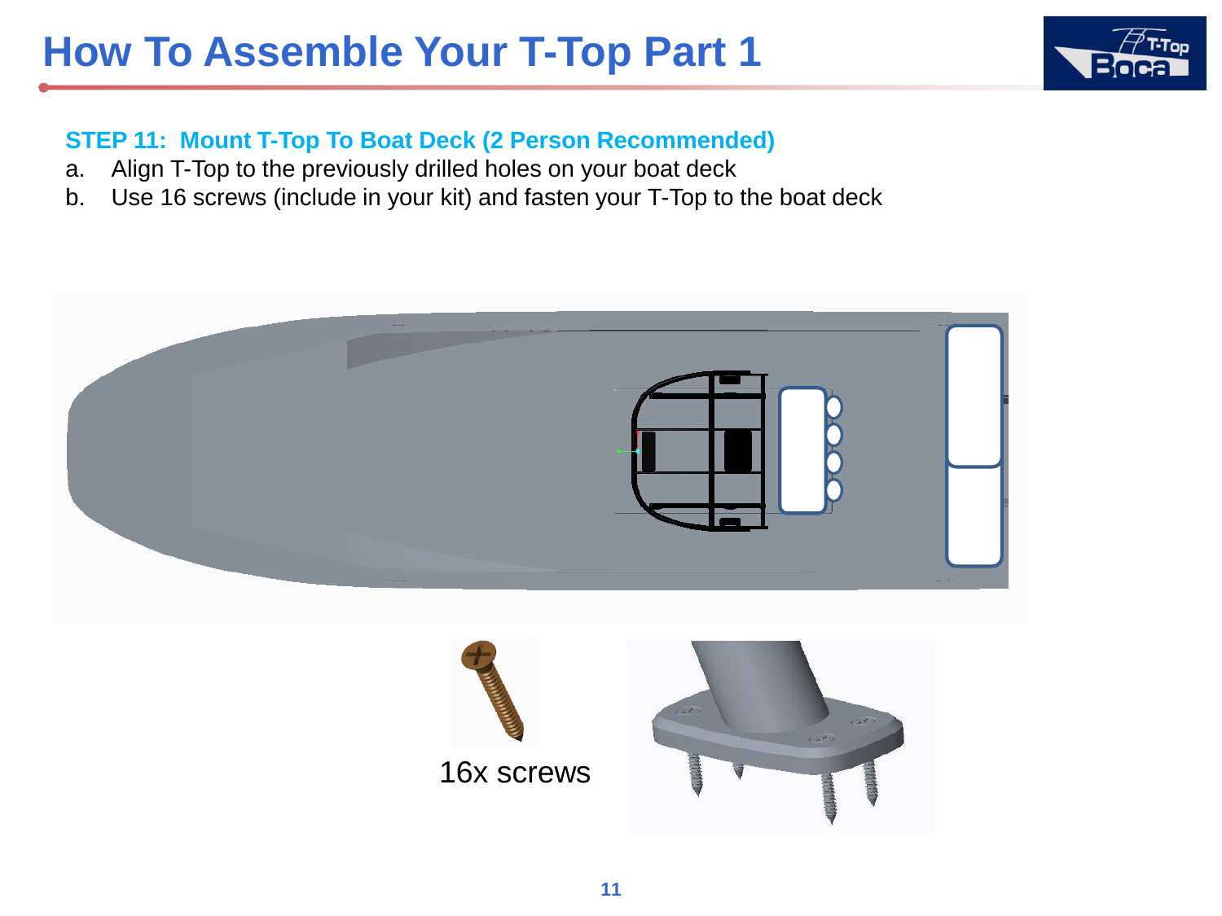# How To Assemble Your T-Top Part 1

**STEP 11: Mount T-Top To Boat Deck (2 Person Recommended)**

a. Align T-Top to the previously drilled holes on your boat deck
b. Use 16 screws (include in your kit) and fasten your T-Top to the boat deck

16x screws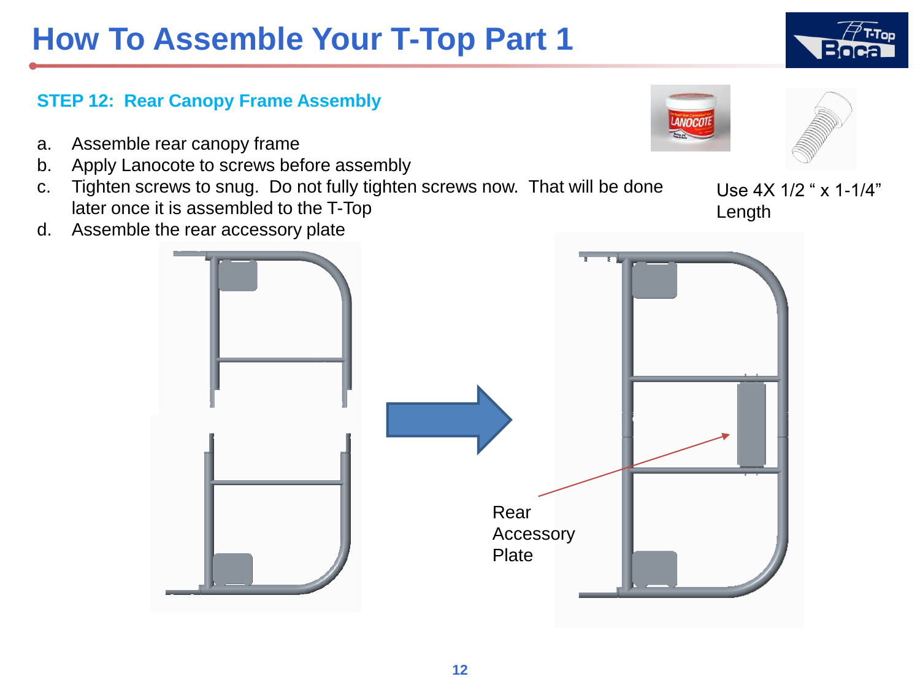# How To Assemble Your T-Top Part 1

### STEP 12: Rear Canopy Frame Assembly

a. Assemble rear canopy frame
b. Apply Lanocote to screws before assembly
c. Tighten screws to snug. Do not fully tighten screws now. That will be done later once it is assembled to the T-Top
d. Assemble the rear accessory plate

Use 4X 1/2 " x 1-1/4" Length

Rear Accessory Plate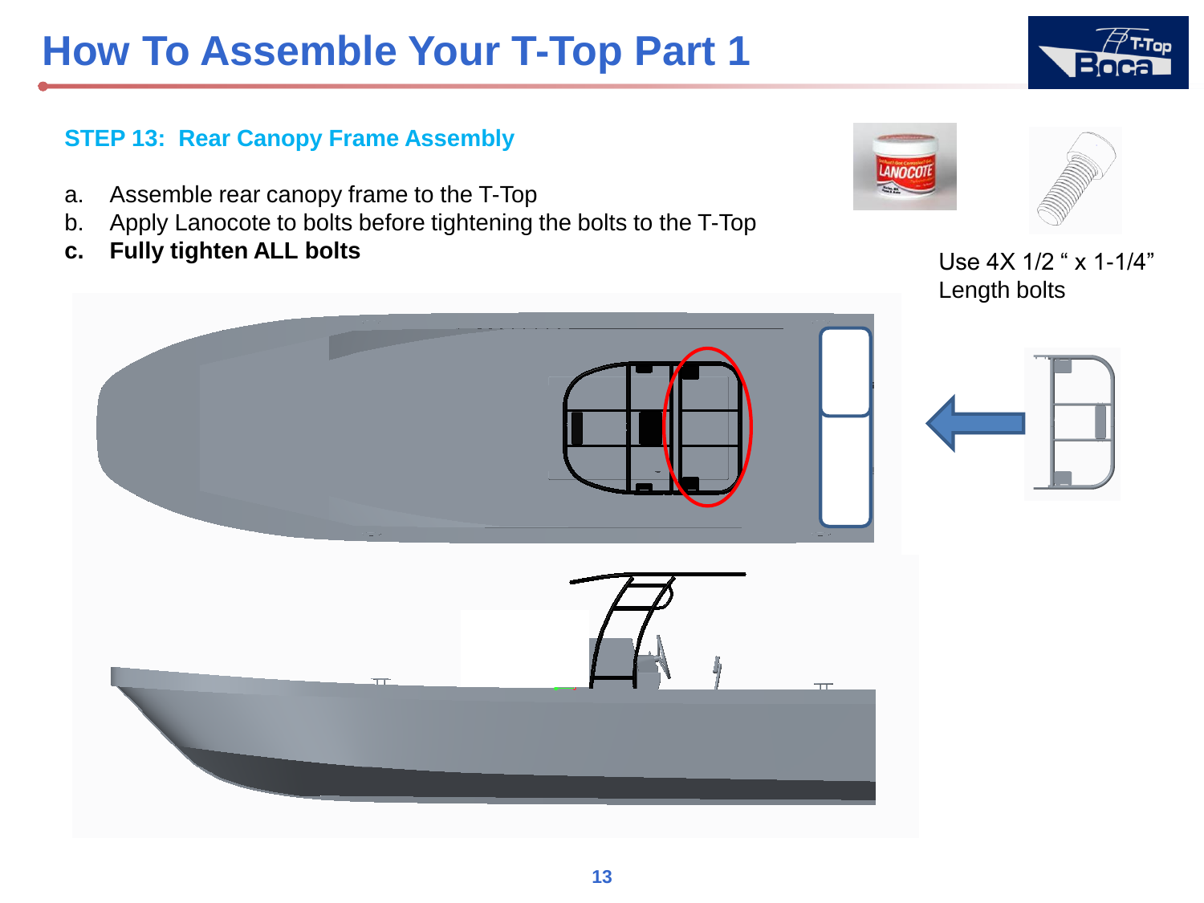# How To Assemble Your T-Top Part 1

### STEP 13: Rear Canopy Frame Assembly

a. Assemble rear canopy frame to the T-Top
b. Apply Lanocote to bolts before tightening the bolts to the T-Top
**c. Fully tighten ALL bolts**

Use 4X 1/2 " x 1-1/4" Length bolts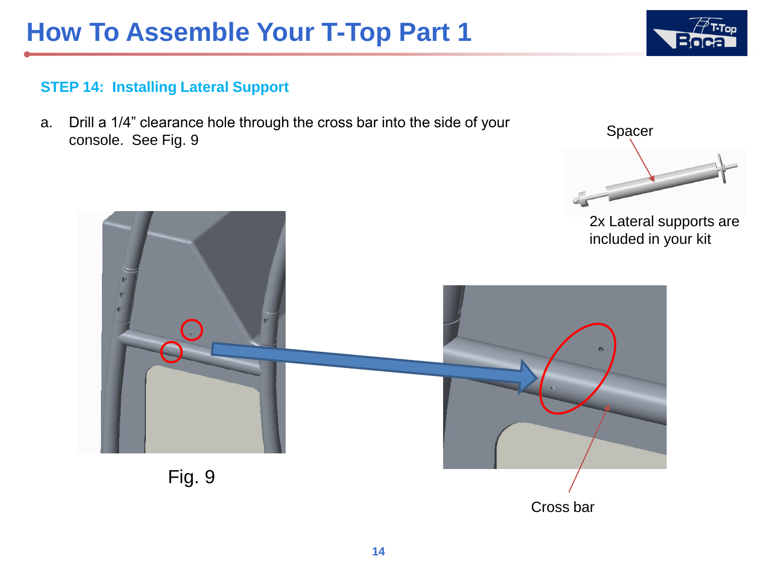# How To Assemble Your T-Top Part 1

### STEP 14: Installing Lateral Support

a. Drill a 1/4” clearance hole through the cross bar into the side of your console. See Fig. 9

Spacer

2x Lateral supports are included in your kit

Fig. 9

Cross bar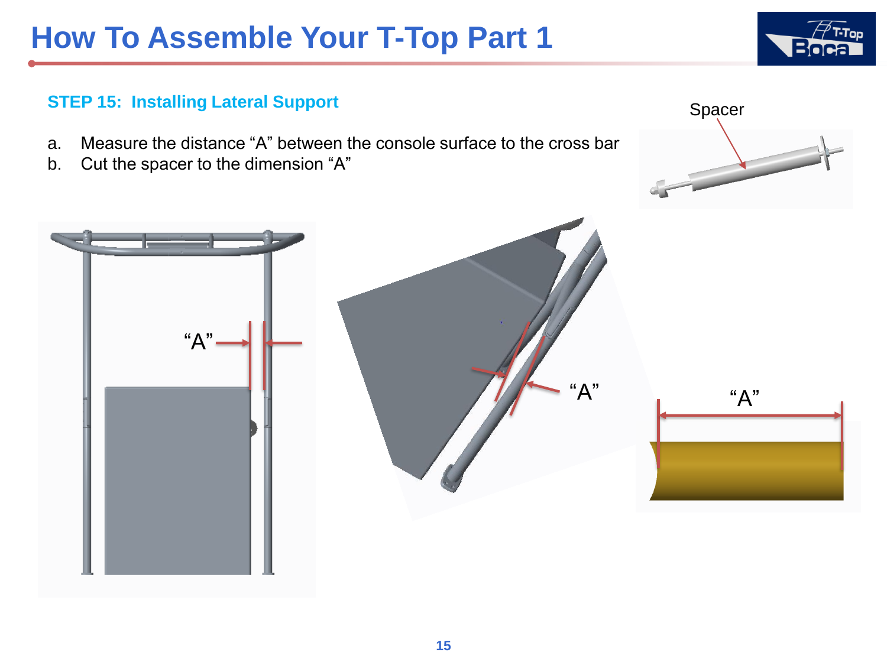# How To Assemble Your T-Top Part 1

### STEP 15: Installing Lateral Support

a. Measure the distance “A” between the console surface to the cross bar
b. Cut the spacer to the dimension “A”

Spacer

“A”

“A”

“A”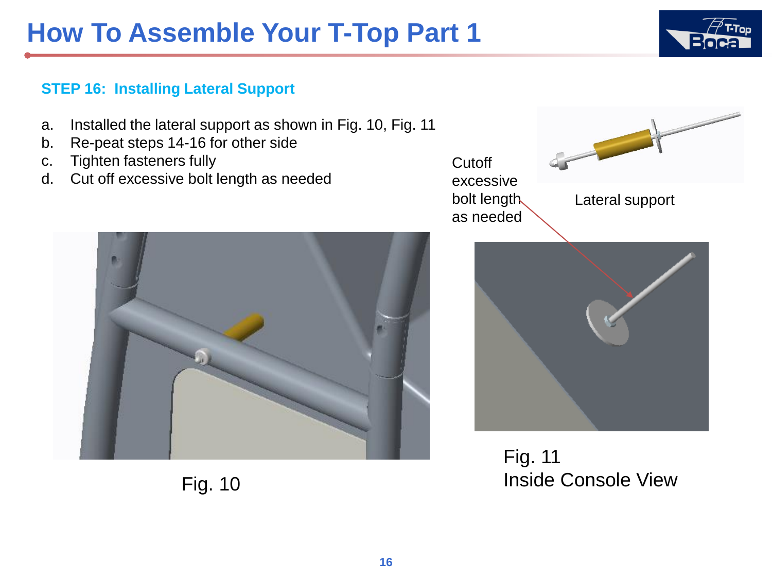# How To Assemble Your T-Top Part 1

### STEP 16: Installing Lateral Support

a. Installed the lateral support as shown in Fig. 10, Fig. 11
b. Re-peat steps 14-16 for other side
c. Tighten fasteners fully
d. Cut off excessive bolt length as needed

Lateral support

Cutoff excessive bolt length as needed

Fig. 10

Fig. 11
Inside Console View